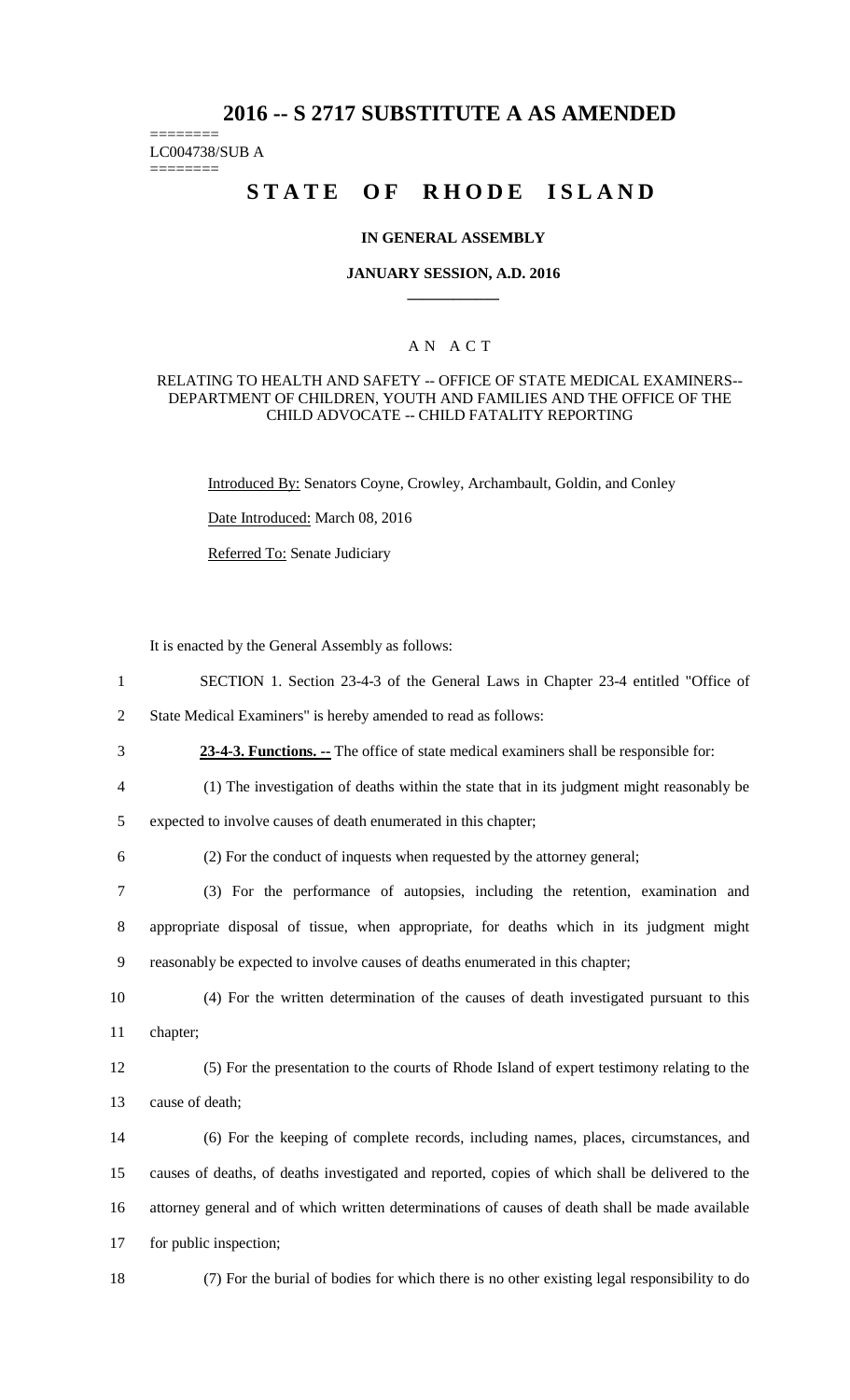# 2016 -- S 2717 SUBSTITUTE A AS AMENDED

========
LC004738/SUB A
========

## STATE OF RHODE ISLAND

### IN GENERAL ASSEMBLY

### JANUARY SESSION, A.D. 2016

A N A C T

RELATING TO HEALTH AND SAFETY -- OFFICE OF STATE MEDICAL EXAMINERS-- DEPARTMENT OF CHILDREN, YOUTH AND FAMILIES AND THE OFFICE OF THE CHILD ADVOCATE -- CHILD FATALITY REPORTING

Introduced By: Senators Coyne, Crowley, Archambault, Goldin, and Conley

Date Introduced: March 08, 2016

Referred To: Senate Judiciary

It is enacted by the General Assembly as follows:

1 SECTION 1. Section 23-4-3 of the General Laws in Chapter 23-4 entitled "Office of
2 State Medical Examiners" is hereby amended to read as follows:

3 **23-4-3. Functions. --** The office of state medical examiners shall be responsible for:

4 (1) The investigation of deaths within the state that in its judgment might reasonably be
5 expected to involve causes of death enumerated in this chapter;

6 (2) For the conduct of inquests when requested by the attorney general;

7 (3) For the performance of autopsies, including the retention, examination and
8 appropriate disposal of tissue, when appropriate, for deaths which in its judgment might
9 reasonably be expected to involve causes of deaths enumerated in this chapter;

10 (4) For the written determination of the causes of death investigated pursuant to this
11 chapter;

12 (5) For the presentation to the courts of Rhode Island of expert testimony relating to the
13 cause of death;

14 (6) For the keeping of complete records, including names, places, circumstances, and
15 causes of deaths, of deaths investigated and reported, copies of which shall be delivered to the
16 attorney general and of which written determinations of causes of death shall be made available
17 for public inspection;

18 (7) For the burial of bodies for which there is no other existing legal responsibility to do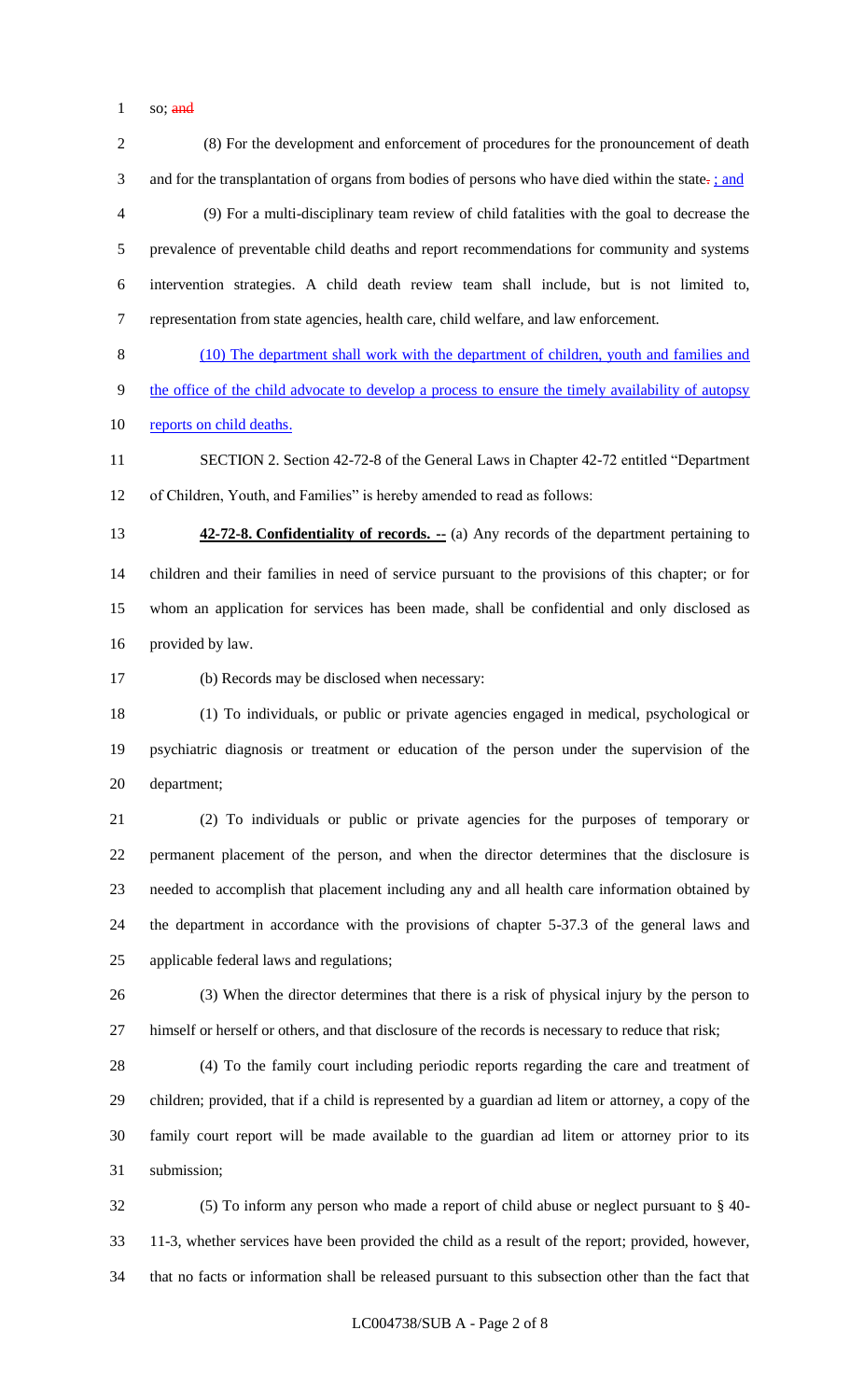so; ~~and~~

(8) For the development and enforcement of procedures for the pronouncement of death and for the transplantation of organs from bodies of persons who have died within the state~~.~~ ; and

(9) For a multi-disciplinary team review of child fatalities with the goal to decrease the prevalence of preventable child deaths and report recommendations for community and systems intervention strategies. A child death review team shall include, but is not limited to, representation from state agencies, health care, child welfare, and law enforcement.

(10) The department shall work with the department of children, youth and families and the office of the child advocate to develop a process to ensure the timely availability of autopsy reports on child deaths.

SECTION 2. Section 42-72-8 of the General Laws in Chapter 42-72 entitled "Department of Children, Youth, and Families" is hereby amended to read as follows:

**42-72-8. Confidentiality of records. --** (a) Any records of the department pertaining to children and their families in need of service pursuant to the provisions of this chapter; or for whom an application for services has been made, shall be confidential and only disclosed as provided by law.

(b) Records may be disclosed when necessary:

(1) To individuals, or public or private agencies engaged in medical, psychological or psychiatric diagnosis or treatment or education of the person under the supervision of the department;

(2) To individuals or public or private agencies for the purposes of temporary or permanent placement of the person, and when the director determines that the disclosure is needed to accomplish that placement including any and all health care information obtained by the department in accordance with the provisions of chapter 5-37.3 of the general laws and applicable federal laws and regulations;

(3) When the director determines that there is a risk of physical injury by the person to himself or herself or others, and that disclosure of the records is necessary to reduce that risk;

(4) To the family court including periodic reports regarding the care and treatment of children; provided, that if a child is represented by a guardian ad litem or attorney, a copy of the family court report will be made available to the guardian ad litem or attorney prior to its submission;

(5) To inform any person who made a report of child abuse or neglect pursuant to § 40-11-3, whether services have been provided the child as a result of the report; provided, however, that no facts or information shall be released pursuant to this subsection other than the fact that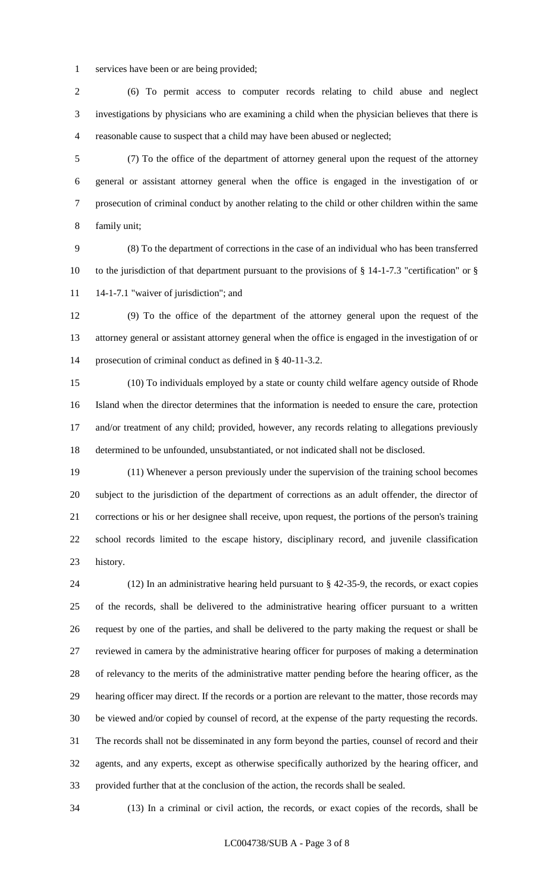services have been or are being provided;

(6) To permit access to computer records relating to child abuse and neglect investigations by physicians who are examining a child when the physician believes that there is reasonable cause to suspect that a child may have been abused or neglected;

(7) To the office of the department of attorney general upon the request of the attorney general or assistant attorney general when the office is engaged in the investigation of or prosecution of criminal conduct by another relating to the child or other children within the same family unit;

(8) To the department of corrections in the case of an individual who has been transferred to the jurisdiction of that department pursuant to the provisions of § 14-1-7.3 "certification" or § 14-1-7.1 "waiver of jurisdiction"; and

(9) To the office of the department of the attorney general upon the request of the attorney general or assistant attorney general when the office is engaged in the investigation of or prosecution of criminal conduct as defined in § 40-11-3.2.

(10) To individuals employed by a state or county child welfare agency outside of Rhode Island when the director determines that the information is needed to ensure the care, protection and/or treatment of any child; provided, however, any records relating to allegations previously determined to be unfounded, unsubstantiated, or not indicated shall not be disclosed.

(11) Whenever a person previously under the supervision of the training school becomes subject to the jurisdiction of the department of corrections as an adult offender, the director of corrections or his or her designee shall receive, upon request, the portions of the person's training school records limited to the escape history, disciplinary record, and juvenile classification history.

(12) In an administrative hearing held pursuant to § 42-35-9, the records, or exact copies of the records, shall be delivered to the administrative hearing officer pursuant to a written request by one of the parties, and shall be delivered to the party making the request or shall be reviewed in camera by the administrative hearing officer for purposes of making a determination of relevancy to the merits of the administrative matter pending before the hearing officer, as the hearing officer may direct. If the records or a portion are relevant to the matter, those records may be viewed and/or copied by counsel of record, at the expense of the party requesting the records. The records shall not be disseminated in any form beyond the parties, counsel of record and their agents, and any experts, except as otherwise specifically authorized by the hearing officer, and provided further that at the conclusion of the action, the records shall be sealed.

(13) In a criminal or civil action, the records, or exact copies of the records, shall be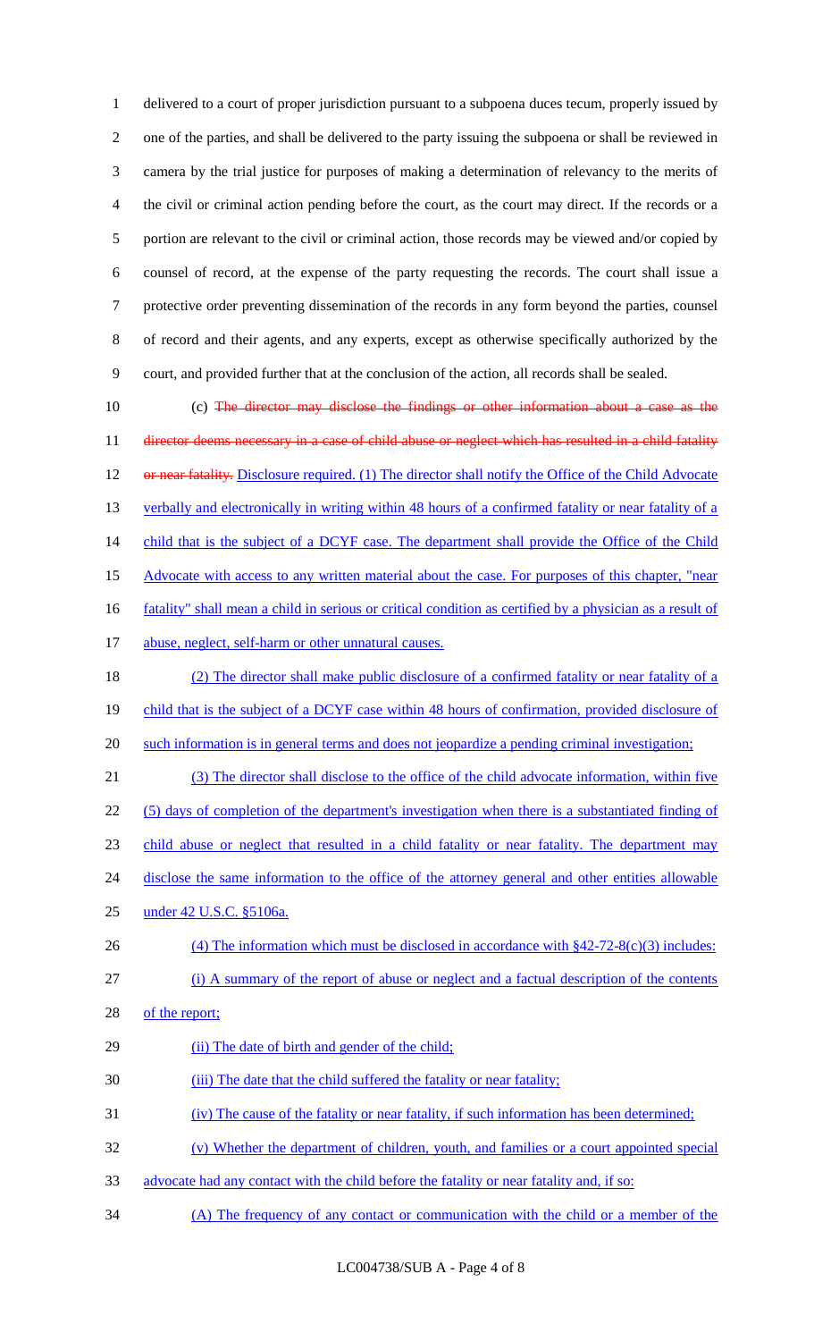delivered to a court of proper jurisdiction pursuant to a subpoena duces tecum, properly issued by one of the parties, and shall be delivered to the party issuing the subpoena or shall be reviewed in camera by the trial justice for purposes of making a determination of relevancy to the merits of the civil or criminal action pending before the court, as the court may direct. If the records or a portion are relevant to the civil or criminal action, those records may be viewed and/or copied by counsel of record, at the expense of the party requesting the records. The court shall issue a protective order preventing dissemination of the records in any form beyond the parties, counsel of record and their agents, and any experts, except as otherwise specifically authorized by the court, and provided further that at the conclusion of the action, all records shall be sealed.

(c) ~~The director may disclose the findings or other information about a case as the director deems necessary in a case of child abuse or neglect which has resulted in a child fatality or near fatality.~~ Disclosure required. (1) The director shall notify the Office of the Child Advocate verbally and electronically in writing within 48 hours of a confirmed fatality or near fatality of a child that is the subject of a DCYF case. The department shall provide the Office of the Child Advocate with access to any written material about the case. For purposes of this chapter, "near fatality" shall mean a child in serious or critical condition as certified by a physician as a result of abuse, neglect, self-harm or other unnatural causes.

(2) The director shall make public disclosure of a confirmed fatality or near fatality of a child that is the subject of a DCYF case within 48 hours of confirmation, provided disclosure of such information is in general terms and does not jeopardize a pending criminal investigation;

(3) The director shall disclose to the office of the child advocate information, within five (5) days of completion of the department's investigation when there is a substantiated finding of child abuse or neglect that resulted in a child fatality or near fatality. The department may disclose the same information to the office of the attorney general and other entities allowable under 42 U.S.C. §5106a.

(4) The information which must be disclosed in accordance with §42-72-8(c)(3) includes:

(i) A summary of the report of abuse or neglect and a factual description of the contents of the report;

(ii) The date of birth and gender of the child;

(iii) The date that the child suffered the fatality or near fatality;

(iv) The cause of the fatality or near fatality, if such information has been determined;

(v) Whether the department of children, youth, and families or a court appointed special advocate had any contact with the child before the fatality or near fatality and, if so:

(A) The frequency of any contact or communication with the child or a member of the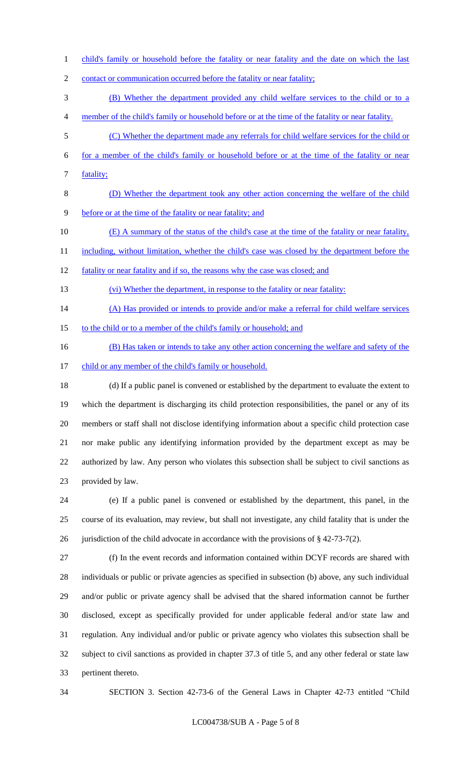child's family or household before the fatality or near fatality and the date on which the last contact or communication occurred before the fatality or near fatality;

(B) Whether the department provided any child welfare services to the child or to a member of the child's family or household before or at the time of the fatality or near fatality.

(C) Whether the department made any referrals for child welfare services for the child or for a member of the child's family or household before or at the time of the fatality or near fatality;

(D) Whether the department took any other action concerning the welfare of the child before or at the time of the fatality or near fatality; and

(E) A summary of the status of the child's case at the time of the fatality or near fatality, including, without limitation, whether the child's case was closed by the department before the fatality or near fatality and if so, the reasons why the case was closed; and

(vi) Whether the department, in response to the fatality or near fatality:

(A) Has provided or intends to provide and/or make a referral for child welfare services to the child or to a member of the child's family or household; and

(B) Has taken or intends to take any other action concerning the welfare and safety of the child or any member of the child's family or household.

(d) If a public panel is convened or established by the department to evaluate the extent to which the department is discharging its child protection responsibilities, the panel or any of its members or staff shall not disclose identifying information about a specific child protection case nor make public any identifying information provided by the department except as may be authorized by law. Any person who violates this subsection shall be subject to civil sanctions as provided by law.

(e) If a public panel is convened or established by the department, this panel, in the course of its evaluation, may review, but shall not investigate, any child fatality that is under the jurisdiction of the child advocate in accordance with the provisions of § 42-73-7(2).

(f) In the event records and information contained within DCYF records are shared with individuals or public or private agencies as specified in subsection (b) above, any such individual and/or public or private agency shall be advised that the shared information cannot be further disclosed, except as specifically provided for under applicable federal and/or state law and regulation. Any individual and/or public or private agency who violates this subsection shall be subject to civil sanctions as provided in chapter 37.3 of title 5, and any other federal or state law pertinent thereto.

SECTION 3. Section 42-73-6 of the General Laws in Chapter 42-73 entitled "Child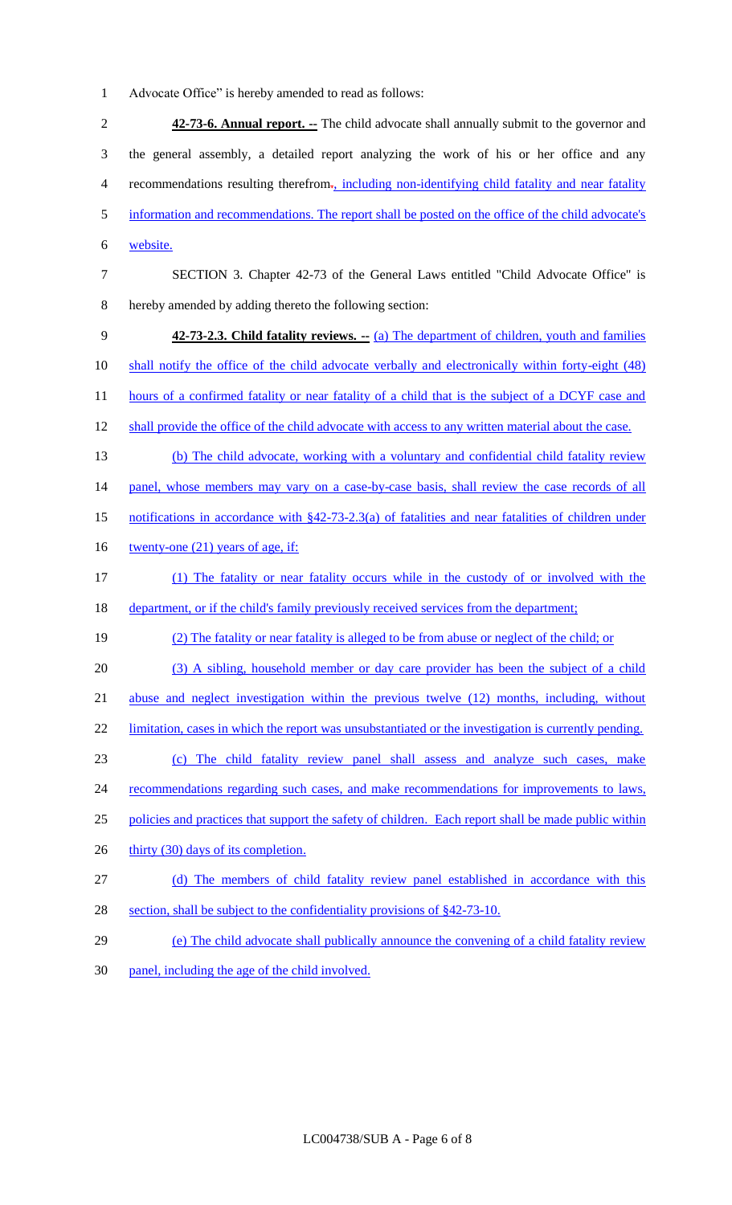Advocate Office" is hereby amended to read as follows:

**42-73-6. Annual report. --** The child advocate shall annually submit to the governor and the general assembly, a detailed report analyzing the work of his or her office and any recommendations resulting therefrom., including non-identifying child fatality and near fatality information and recommendations. The report shall be posted on the office of the child advocate's website.

SECTION 3. Chapter 42-73 of the General Laws entitled "Child Advocate Office" is hereby amended by adding thereto the following section:

**42-73-2.3. Child fatality reviews. --** (a) The department of children, youth and families shall notify the office of the child advocate verbally and electronically within forty-eight (48) hours of a confirmed fatality or near fatality of a child that is the subject of a DCYF case and shall provide the office of the child advocate with access to any written material about the case.

(b) The child advocate, working with a voluntary and confidential child fatality review panel, whose members may vary on a case-by-case basis, shall review the case records of all notifications in accordance with §42-73-2.3(a) of fatalities and near fatalities of children under twenty-one (21) years of age, if:

(1) The fatality or near fatality occurs while in the custody of or involved with the department, or if the child's family previously received services from the department;

(2) The fatality or near fatality is alleged to be from abuse or neglect of the child; or

(3) A sibling, household member or day care provider has been the subject of a child abuse and neglect investigation within the previous twelve (12) months, including, without limitation, cases in which the report was unsubstantiated or the investigation is currently pending.

(c) The child fatality review panel shall assess and analyze such cases, make recommendations regarding such cases, and make recommendations for improvements to laws, policies and practices that support the safety of children. Each report shall be made public within thirty (30) days of its completion.

(d) The members of child fatality review panel established in accordance with this section, shall be subject to the confidentiality provisions of §42-73-10.

(e) The child advocate shall publically announce the convening of a child fatality review panel, including the age of the child involved.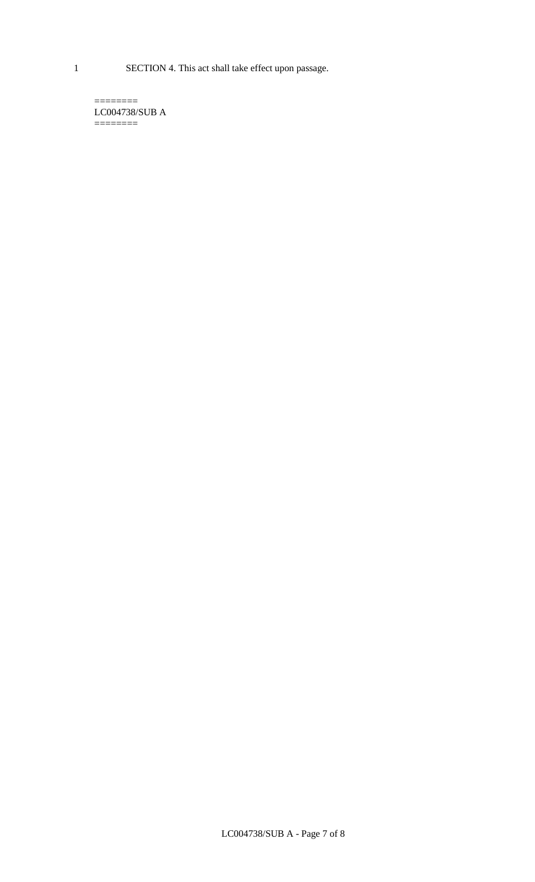SECTION 4. This act shall take effect upon passage.

========
LC004738/SUB A
========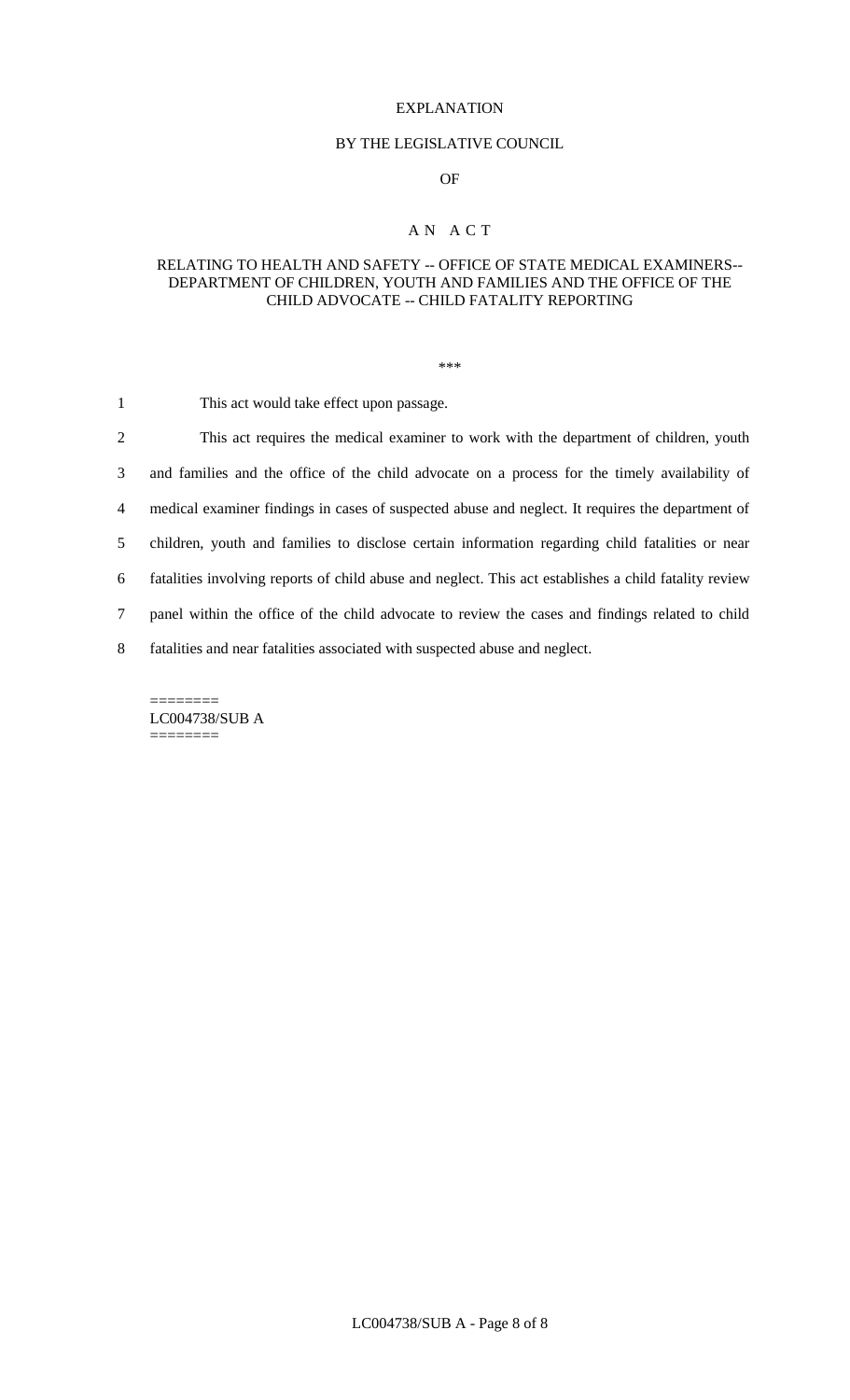EXPLANATION

BY THE LEGISLATIVE COUNCIL

OF

A N A C T

RELATING TO HEALTH AND SAFETY -- OFFICE OF STATE MEDICAL EXAMINERS-- DEPARTMENT OF CHILDREN, YOUTH AND FAMILIES AND THE OFFICE OF THE CHILD ADVOCATE -- CHILD FATALITY REPORTING

\*\*\*

1 This act would take effect upon passage.

2 This act requires the medical examiner to work with the department of children, youth
3 and families and the office of the child advocate on a process for the timely availability of
4 medical examiner findings in cases of suspected abuse and neglect. It requires the department of
5 children, youth and families to disclose certain information regarding child fatalities or near
6 fatalities involving reports of child abuse and neglect. This act establishes a child fatality review
7 panel within the office of the child advocate to review the cases and findings related to child
8 fatalities and near fatalities associated with suspected abuse and neglect.

========
LC004738/SUB A
========